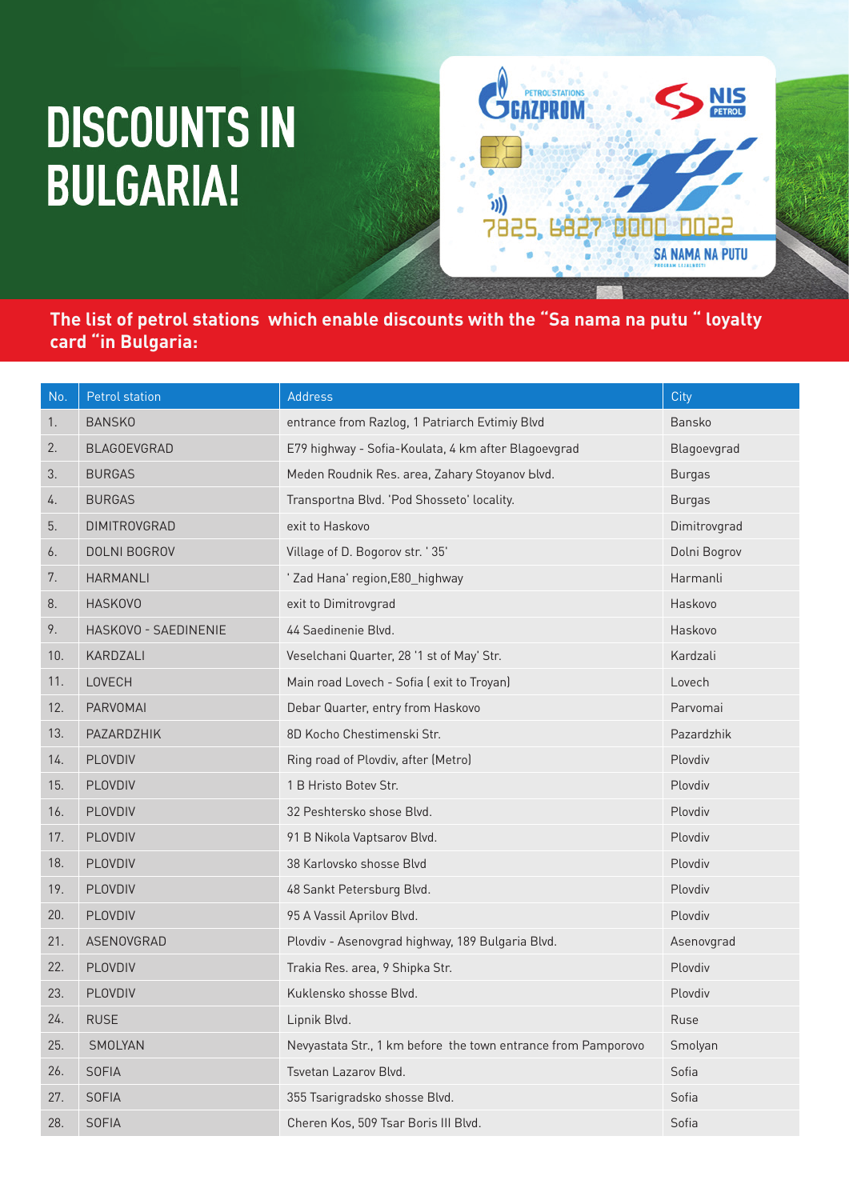# DISCOUNTS IN BULGARIA!

**The list of petrol stations which enable discounts with the "Sa nama na putu " loyalty card "in Bulgaria:**

| No. | Petrol station | Address | City |
|---|---|---|---|
| 1. | BANSKO | entrance from Razlog, 1 Patriarch Evtimiy Blvd | Bansko |
| 2. | BLAGOEVGRAD | E79 highway - Sofia-Koulata, 4 km after Blagoevgrad | Blagoevgrad |
| 3. | BURGAS | Meden Roudnik Res. area, Zahary Stoyanov blvd. | Burgas |
| 4. | BURGAS | Transportna Blvd. 'Pod Shosseto' locality. | Burgas |
| 5. | DIMITROVGRAD | exit to Haskovo | Dimitrovgrad |
| 6. | DOLNI BOGROV | Village of D. Bogorov str. ' 35' | Dolni Bogrov |
| 7. | HARMANLI | ' Zad Hana' region,E80_highway | Harmanli |
| 8. | HASKOVO | exit to Dimitrovgrad | Haskovo |
| 9. | HASKOVO - SAEDINENIE | 44 Saedinenie Blvd. | Haskovo |
| 10. | KARDZALI | Veselchani Quarter, 28 '1 st of May' Str. | Kardzali |
| 11. | LOVECH | Main road Lovech - Sofia ( exit to Troyan) | Lovech |
| 12. | PARVOMAI | Debar Quarter, entry from Haskovo | Parvomai |
| 13. | PAZARDZHIK | 8D Kocho Chestimenski Str. | Pazardzhik |
| 14. | PLOVDIV | Ring road of Plovdiv, after (Metro) | Plovdiv |
| 15. | PLOVDIV | 1 B Hristo Botev Str. | Plovdiv |
| 16. | PLOVDIV | 32 Peshtersko shose Blvd. | Plovdiv |
| 17. | PLOVDIV | 91 B Nikola Vaptsarov Blvd. | Plovdiv |
| 18. | PLOVDIV | 38 Karlovsko shosse Blvd | Plovdiv |
| 19. | PLOVDIV | 48 Sankt Petersburg Blvd. | Plovdiv |
| 20. | PLOVDIV | 95 A Vassil Aprilov Blvd. | Plovdiv |
| 21. | ASENOVGRAD | Plovdiv - Asenovgrad highway, 189 Bulgaria Blvd. | Asenovgrad |
| 22. | PLOVDIV | Trakia Res. area, 9 Shipka Str. | Plovdiv |
| 23. | PLOVDIV | Kuklensko shosse Blvd. | Plovdiv |
| 24. | RUSE | Lipnik Blvd. | Ruse |
| 25. | SMOLYAN | Nevyastata Str., 1 km before the town entrance from Pamporovo | Smolyan |
| 26. | SOFIA | Tsvetan Lazarov Blvd. | Sofia |
| 27. | SOFIA | 355 Tsarigradsko shosse Blvd. | Sofia |
| 28. | SOFIA | Cheren Kos, 509 Tsar Boris III Blvd. | Sofia |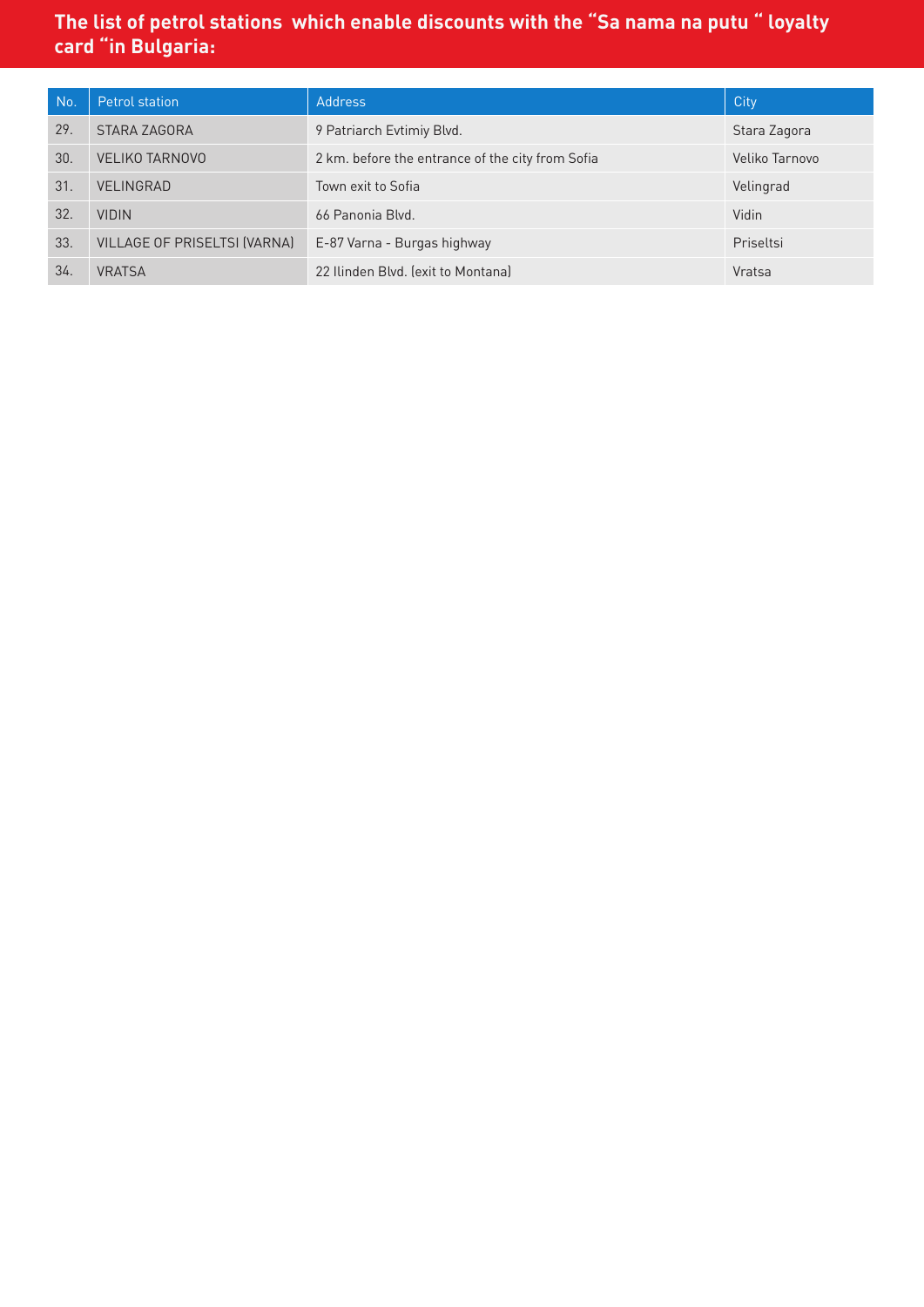## The list of petrol stations which enable discounts with the "Sa nama na putu " loyalty card "in Bulgaria:

| No. | Petrol station | Address | City |
|---|---|---|---|
| 29. | STARA ZAGORA | 9 Patriarch Evtimiy Blvd. | Stara Zagora |
| 30. | VELIKO TARNOVO | 2 km. before the entrance of the city from Sofia | Veliko Tarnovo |
| 31. | VELINGRAD | Town exit to Sofia | Velingrad |
| 32. | VIDIN | 66 Panonia Blvd. | Vidin |
| 33. | VILLAGE OF PRISELTSI (VARNA) | E-87 Varna - Burgas highway | Priseltsi |
| 34. | VRATSA | 22 Ilinden Blvd. (exit to Montana) | Vratsa |